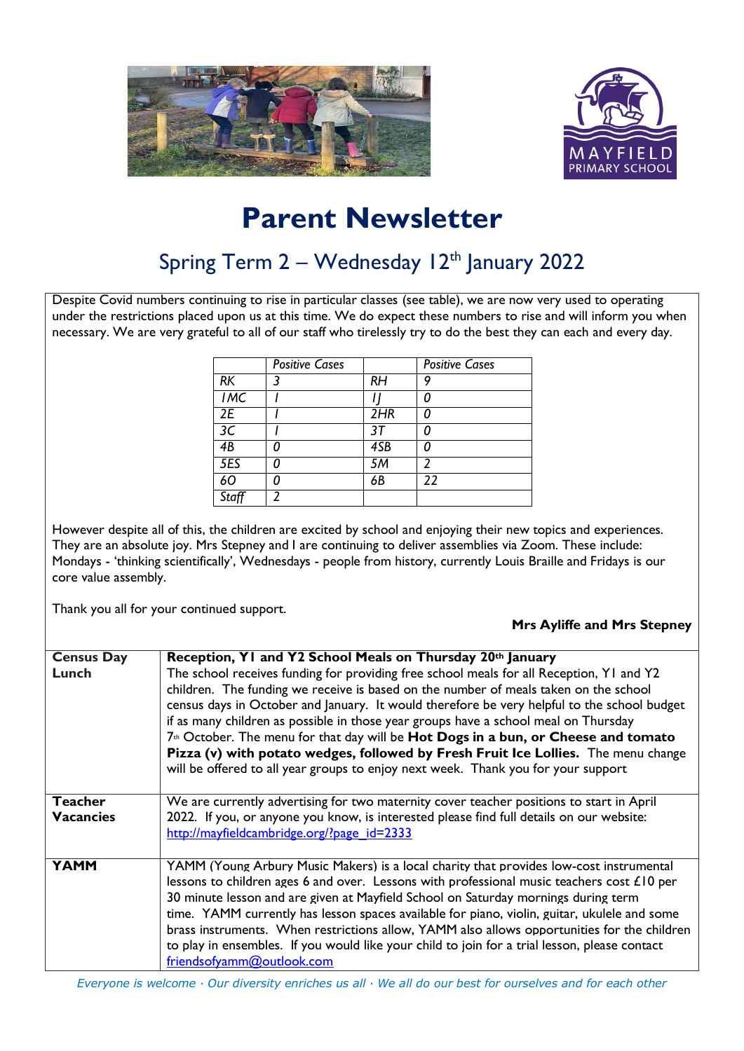# Parent Newsletter

## Spring Term 2 – Wednesday 12th January 2022

Despite Covid numbers continuing to rise in particular classes (see table), we are now very used to operating under the restrictions placed upon us at this time. We do expect these numbers to rise and will inform you when necessary. We are very grateful to all of our staff who tirelessly try to do the best they can each and every day.

| | *Positive Cases* | | *Positive Cases* |
|---|---|---|---|
| *RK* | *3* | *RH* | *9* |
| *1MC* | *1* | *1J* | *0* |
| *2E* | *1* | *2HR* | *0* |
| *3C* | *1* | *3T* | *0* |
| *4B* | *0* | *4SB* | *0* |
| *5ES* | *0* | *5M* | *2* |
| *6O* | *0* | *6B* | *22* |
| *Staff* | *2* | | |

However despite all of this, the children are excited by school and enjoying their new topics and experiences. They are an absolute joy. Mrs Stepney and I are continuing to deliver assemblies via Zoom. These include: Mondays - 'thinking scientifically', Wednesdays - people from history, currently Louis Braille and Fridays is our core value assembly.

Thank you all for your continued support.

**Mrs Ayliffe and Mrs Stepney**

| | |
|---|---|
| **Census Day Lunch** | **Reception, Y1 and Y2 School Meals on Thursday 20th January** The school receives funding for providing free school meals for all Reception, Y1 and Y2 children. The funding we receive is based on the number of meals taken on the school census days in October and January. It would therefore be very helpful to the school budget if as many children as possible in those year groups have a school meal on Thursday 7th October. The menu for that day will be **Hot Dogs in a bun, or Cheese and tomato Pizza (v) with potato wedges, followed by Fresh Fruit Ice Lollies.** The menu change will be offered to all year groups to enjoy next week. Thank you for your support |
| **Teacher Vacancies** | We are currently advertising for two maternity cover teacher positions to start in April 2022. If you, or anyone you know, is interested please find full details on our website: [http://mayfieldcambridge.org/?page_id=2333](http://mayfieldcambridge.org/?page_id=2333) |
| **YAMM** | YAMM (Young Arbury Music Makers) is a local charity that provides low-cost instrumental lessons to children ages 6 and over. Lessons with professional music teachers cost £10 per 30 minute lesson and are given at Mayfield School on Saturday mornings during term time. YAMM currently has lesson spaces available for piano, violin, guitar, ukulele and some brass instruments. When restrictions allow, YAMM also allows opportunities for the children to play in ensembles. If you would like your child to join for a trial lesson, please contact [friendsofyamm@outlook.com](mailto:friendsofyamm@outlook.com) |

*Everyone is welcome · Our diversity enriches us all · We all do our best for ourselves and for each other*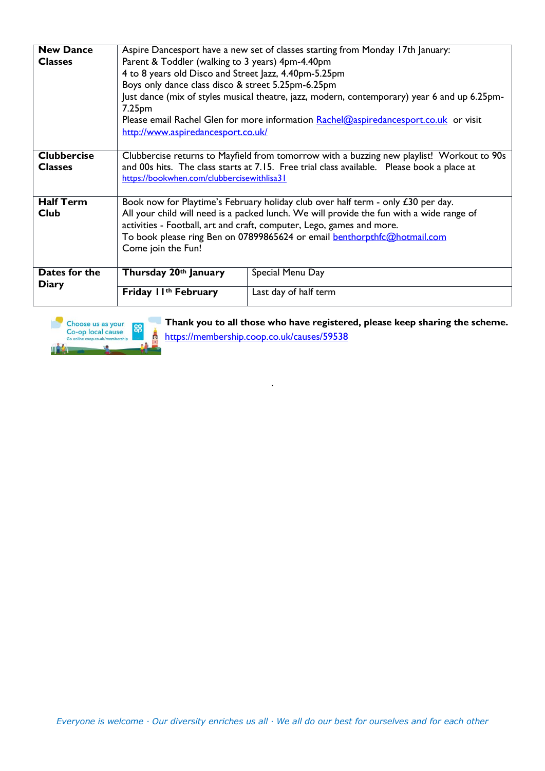| | | |
|---|---|---|
| **New Dance Classes** | Aspire Dancesport have a new set of classes starting from Monday 17th January:<br>Parent & Toddler (walking to 3 years) 4pm-4.40pm<br>4 to 8 years old Disco and Street Jazz, 4.40pm-5.25pm<br>Boys only dance class disco & street 5.25pm-6.25pm<br>Just dance (mix of styles musical theatre, jazz, modern, contemporary) year 6 and up 6.25pm-7.25pm<br>Please email Rachel Glen for more information Rachel@aspiredancesport.co.uk or visit http://www.aspiredancesport.co.uk/ | |
| **Clubbercise Classes** | Clubbercise returns to Mayfield from tomorrow with a buzzing new playlist! Workout to 90s and 00s hits. The class starts at 7.15. Free trial class available. Please book a place at https://bookwhen.com/clubbercisewithlisa31 | |
| **Half Term Club** | Book now for Playtime's February holiday club over half term - only £30 per day.<br>All your child will need is a packed lunch. We will provide the fun with a wide range of activities - Football, art and craft, computer, Lego, games and more.<br>To book please ring Ben on 07899865624 or email benthorpthfc@hotmail.com<br>Come join the Fun! | |
| **Dates for the Diary** | **Thursday 20th January** | Special Menu Day |
| | **Friday 11th February** | Last day of half term |

**Thank you to all those who have registered, please keep sharing the scheme.**
https://membership.coop.co.uk/causes/59538

*Everyone is welcome · Our diversity enriches us all · We all do our best for ourselves and for each other*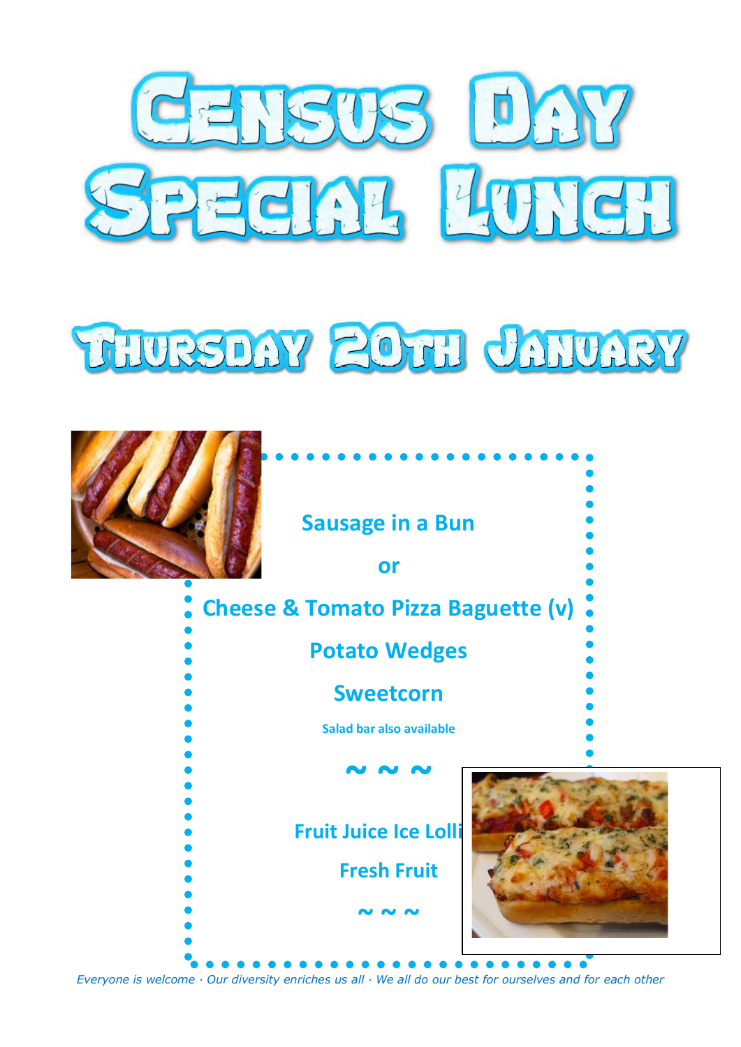# Census Day Special Lunch

## Thursday 20th January

**Sausage in a Bun**

**or**

**Cheese & Tomato Pizza Baguette (v)**

**Potato Wedges**

**Sweetcorn**

**Salad bar also available**

**~ ~ ~**

**Fruit Juice Ice Lolli**

**Fresh Fruit**

**~ ~ ~**

*Everyone is welcome · Our diversity enriches us all · We all do our best for ourselves and for each other*